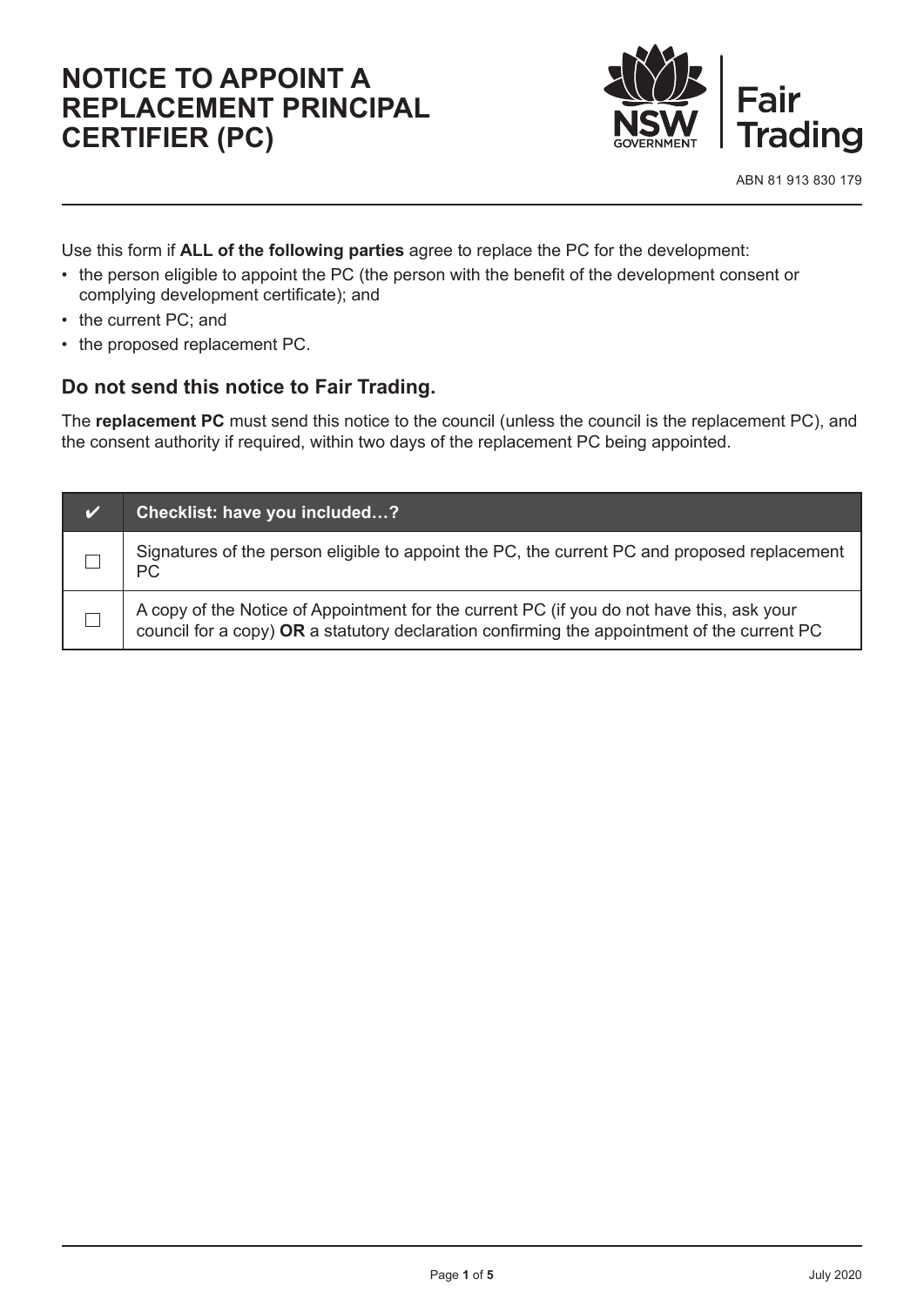# NOTICE TO APPOINT A REPLACEMENT PRINCIPAL CERTIFIER (PC)

NSW GOVERNMENT | Fair Trading

ABN 81 913 830 179

Use this form if **ALL of the following parties** agree to replace the PC for the development:

- the person eligible to appoint the PC (the person with the benefit of the development consent or complying development certificate); and
- the current PC; and
- the proposed replacement PC.

## Do not send this notice to Fair Trading.

The **replacement PC** must send this notice to the council (unless the council is the replacement PC), and the consent authority if required, within two days of the replacement PC being appointed.

| ✔ | Checklist: have you included…? |
|---|---|
| ☐ | Signatures of the person eligible to appoint the PC, the current PC and proposed replacement PC |
| ☐ | A copy of the Notice of Appointment for the current PC (if you do not have this, ask your council for a copy) **OR** a statutory declaration confirming the appointment of the current PC |

July 2020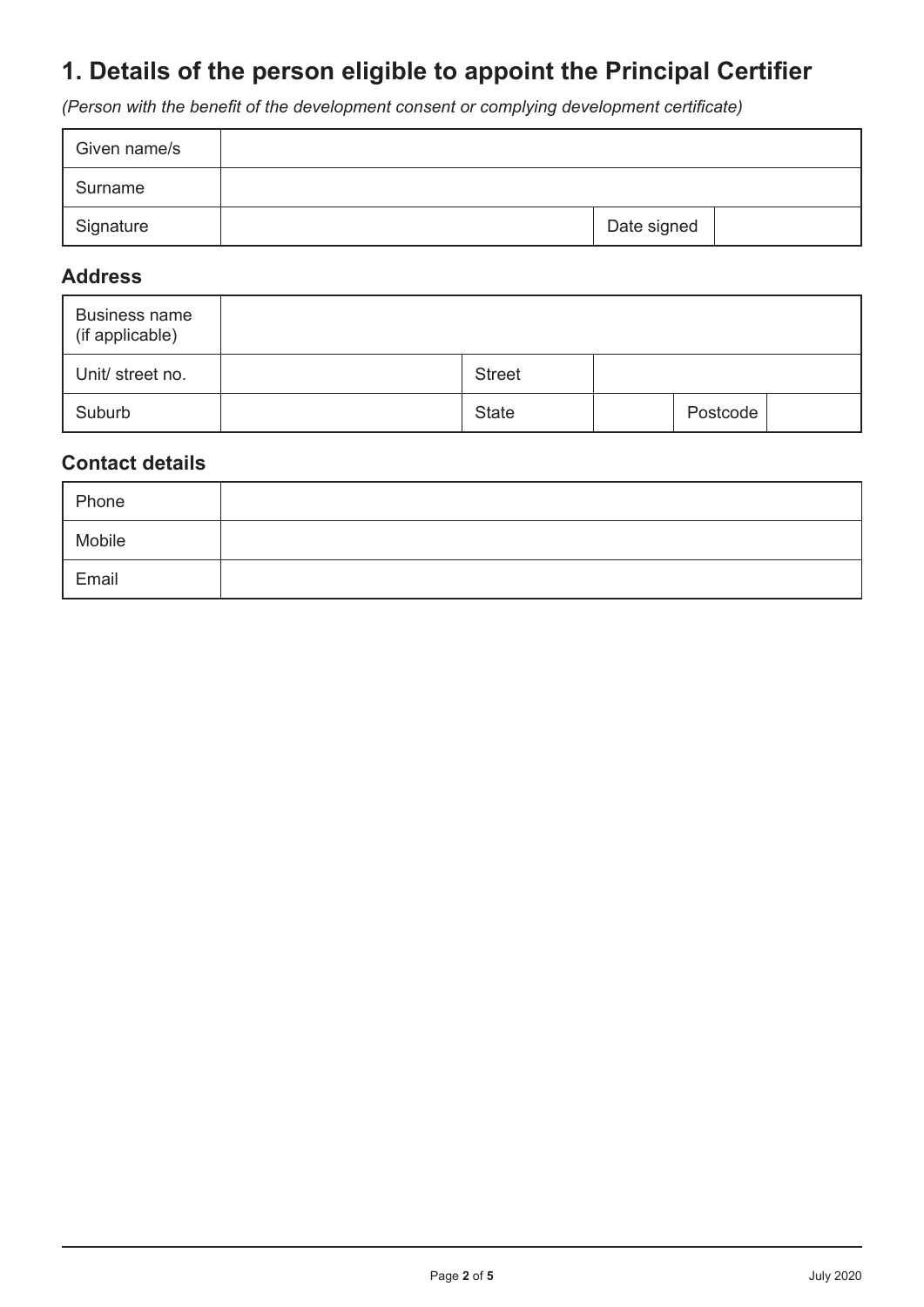# 1. Details of the person eligible to appoint the Principal Certifier

*(Person with the benefit of the development consent or complying development certificate)*

| Given name/s | | | |
|---|---|---|---|
| Surname | | | |
| Signature | | Date signed | |

## Address

| Business name (if applicable) | | | | | |
|---|---|---|---|---|---|
| Unit/ street no. | | Street | | | |
| Suburb | | State | | Postcode | |

## Contact details

| Phone | |
|---|---|
| Mobile | |
| Email | |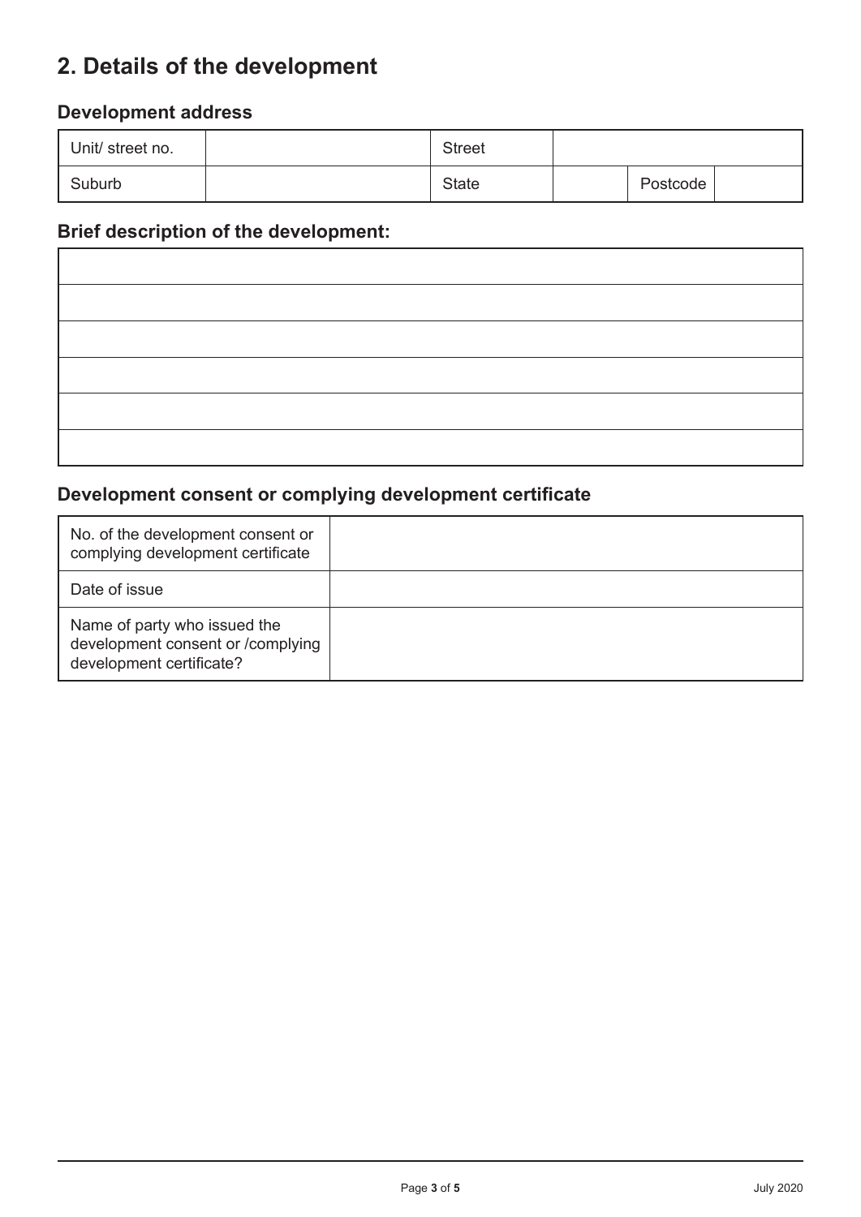# 2. Details of the development

## Development address

| Unit/ street no. | | Street | | | |
|---|---|---|---|---|---|
| Suburb | | State | | Postcode | |

## Brief description of the development:

| |
|---|
| |
| |
| |
| |
| |

## Development consent or complying development certificate

| No. of the development consent or complying development certificate | |
|---|---|
| Date of issue | |
| Name of party who issued the development consent or /complying development certificate? | |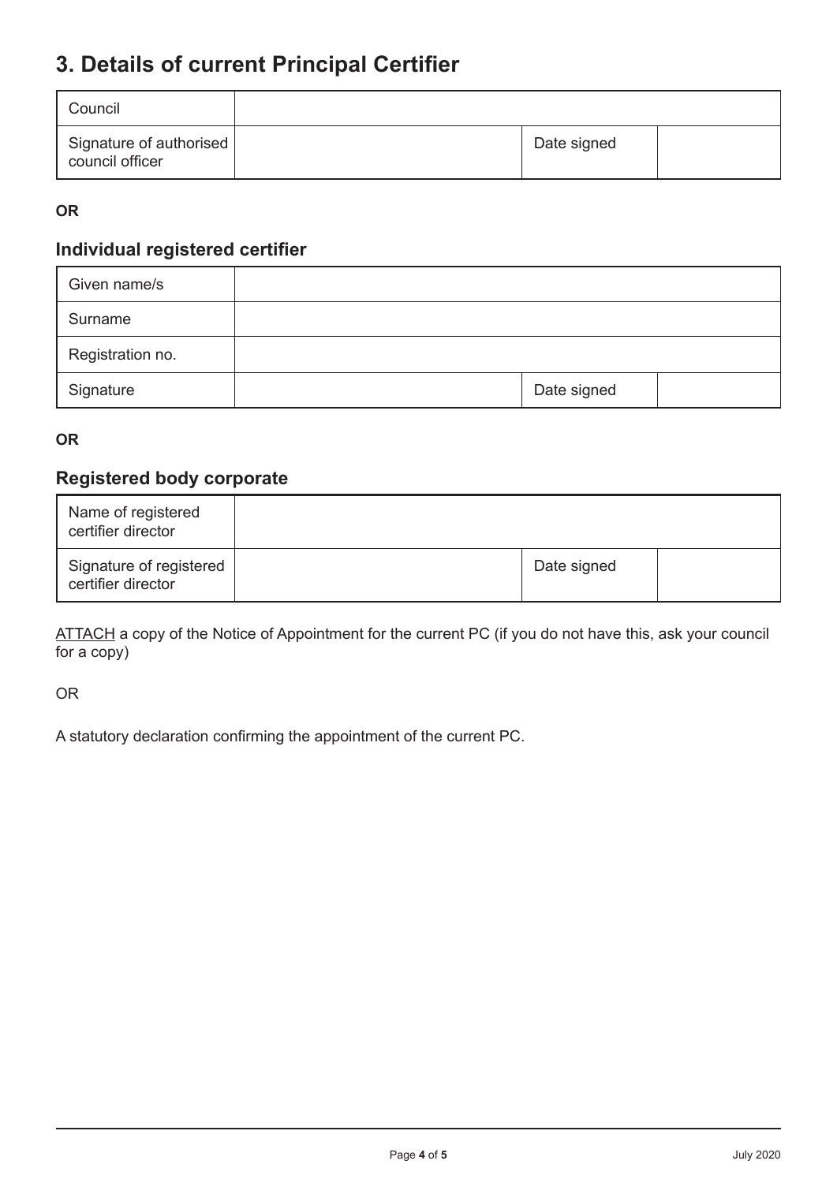## 3. Details of current Principal Certifier

| Council | | | |
|---|---|---|---|
| Signature of authorised council officer | | Date signed | |

**OR**

### Individual registered certifier

| Given name/s | | | |
|---|---|---|---|
| Surname | | | |
| Registration no. | | | |
| Signature | | Date signed | |

**OR**

### Registered body corporate

| Name of registered certifier director | | | |
|---|---|---|---|
| Signature of registered certifier director | | Date signed | |

ATTACH a copy of the Notice of Appointment for the current PC (if you do not have this, ask your council for a copy)

OR

A statutory declaration confirming the appointment of the current PC.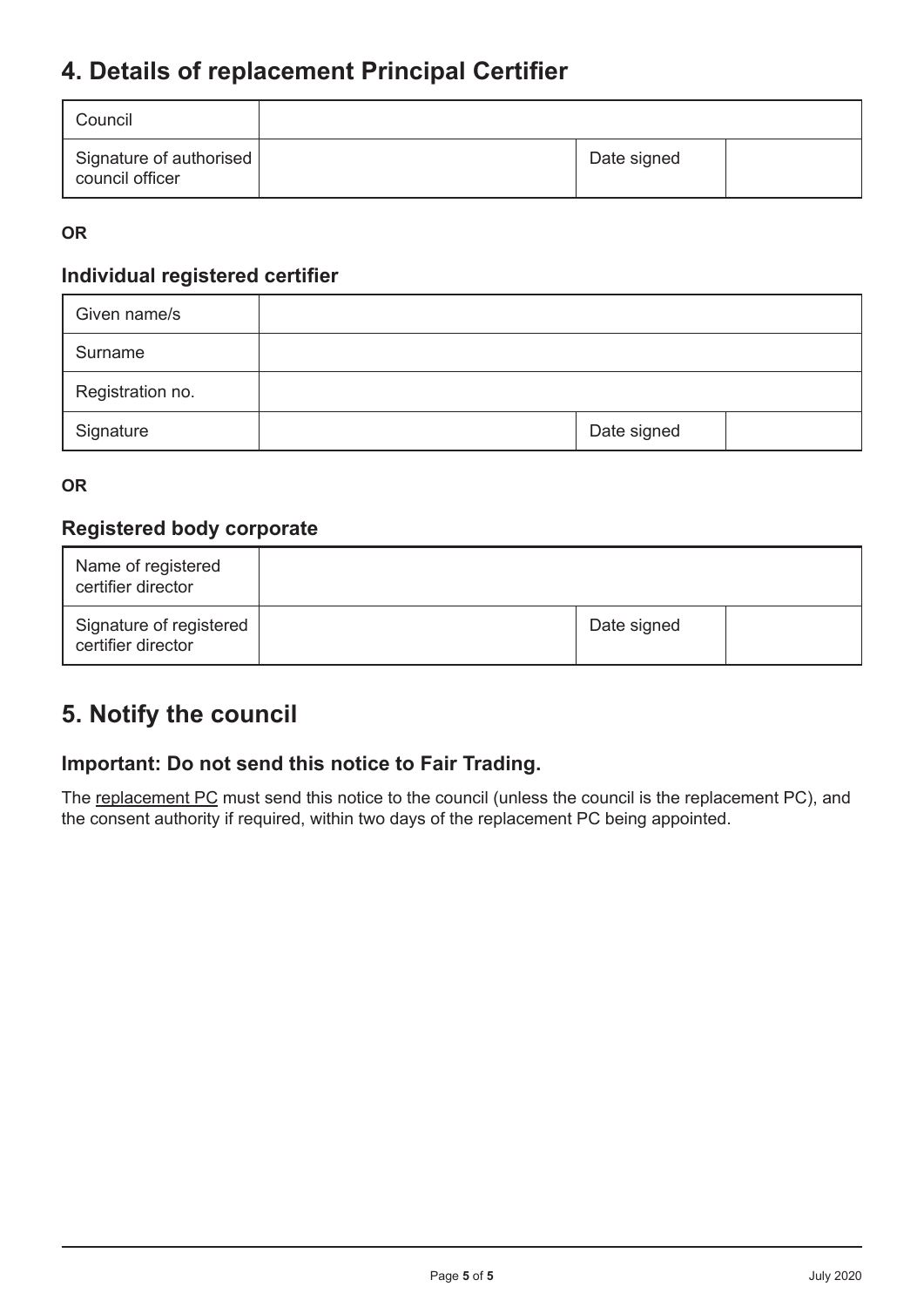# 4. Details of replacement Principal Certifier

| | | | |
|---|---|---|---|
| Council | | | |
| Signature of authorised council officer | | Date signed | |

**OR**

## Individual registered certifier

| | | | |
|---|---|---|---|
| Given name/s | | | |
| Surname | | | |
| Registration no. | | | |
| Signature | | Date signed | |

**OR**

## Registered body corporate

| | | | |
|---|---|---|---|
| Name of registered certifier director | | | |
| Signature of registered certifier director | | Date signed | |

# 5. Notify the council

## Important: Do not send this notice to Fair Trading.

The replacement PC must send this notice to the council (unless the council is the replacement PC), and the consent authority if required, within two days of the replacement PC being appointed.